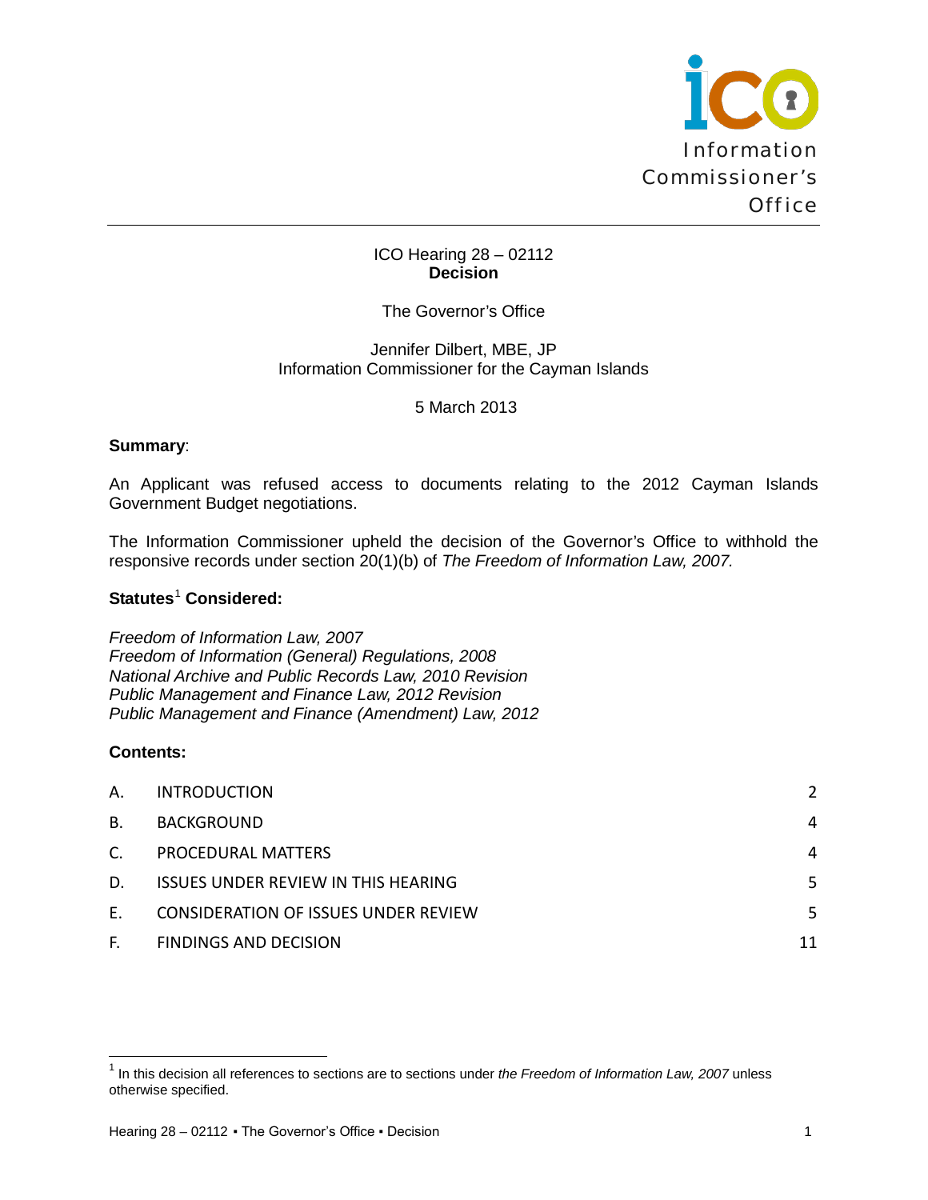Information Commissioner's Office

ICO Hearing 28 – 02112
**Decision**

The Governor's Office

Jennifer Dilbert, MBE, JP
Information Commissioner for the Cayman Islands

5 March 2013

**Summary**:

An Applicant was refused access to documents relating to the 2012 Cayman Islands Government Budget negotiations.

The Information Commissioner upheld the decision of the Governor's Office to withhold the responsive records under section 20(1)(b) of *The Freedom of Information Law, 2007*.

**Statutes**[1] **Considered:**

*Freedom of Information Law, 2007*
*Freedom of Information (General) Regulations, 2008*
*National Archive and Public Records Law, 2010 Revision*
*Public Management and Finance Law, 2012 Revision*
*Public Management and Finance (Amendment) Law, 2012*

**Contents:**

| | | |
|---|---|---|
| A. | INTRODUCTION | 2 |
| B. | BACKGROUND | 4 |
| C. | PROCEDURAL MATTERS | 4 |
| D. | ISSUES UNDER REVIEW IN THIS HEARING | 5 |
| E. | CONSIDERATION OF ISSUES UNDER REVIEW | 5 |
| F. | FINDINGS AND DECISION | 11 |

[1] In this decision all references to sections are to sections under *the Freedom of Information Law, 2007* unless otherwise specified.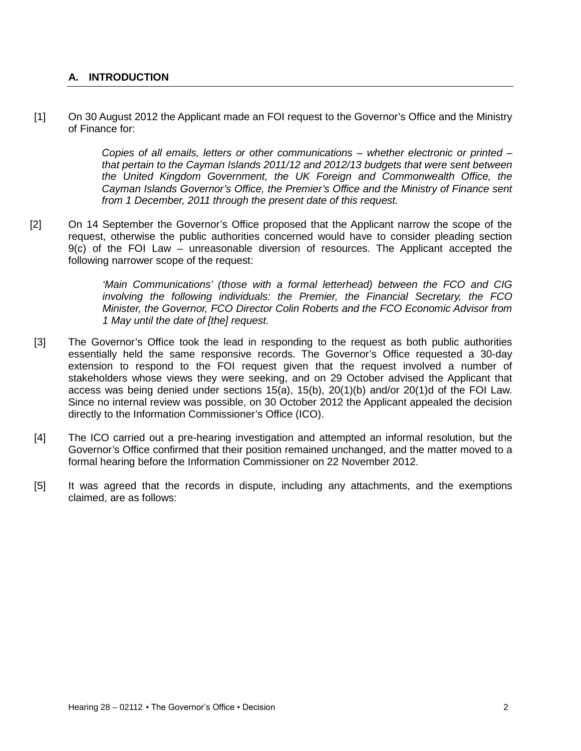## A. INTRODUCTION

[1] On 30 August 2012 the Applicant made an FOI request to the Governor's Office and the Ministry of Finance for:

> *Copies of all emails, letters or other communications – whether electronic or printed – that pertain to the Cayman Islands 2011/12 and 2012/13 budgets that were sent between the United Kingdom Government, the UK Foreign and Commonwealth Office, the Cayman Islands Governor's Office, the Premier's Office and the Ministry of Finance sent from 1 December, 2011 through the present date of this request.*

[2] On 14 September the Governor's Office proposed that the Applicant narrow the scope of the request, otherwise the public authorities concerned would have to consider pleading section 9(c) of the FOI Law – unreasonable diversion of resources. The Applicant accepted the following narrower scope of the request:

> *'Main Communications' (those with a formal letterhead) between the FCO and CIG involving the following individuals: the Premier, the Financial Secretary, the FCO Minister, the Governor, FCO Director Colin Roberts and the FCO Economic Advisor from 1 May until the date of [the] request.*

[3] The Governor's Office took the lead in responding to the request as both public authorities essentially held the same responsive records. The Governor's Office requested a 30-day extension to respond to the FOI request given that the request involved a number of stakeholders whose views they were seeking, and on 29 October advised the Applicant that access was being denied under sections 15(a), 15(b), 20(1)(b) and/or 20(1)d of the FOI Law. Since no internal review was possible, on 30 October 2012 the Applicant appealed the decision directly to the Information Commissioner's Office (ICO).

[4] The ICO carried out a pre-hearing investigation and attempted an informal resolution, but the Governor's Office confirmed that their position remained unchanged, and the matter moved to a formal hearing before the Information Commissioner on 22 November 2012.

[5] It was agreed that the records in dispute, including any attachments, and the exemptions claimed, are as follows: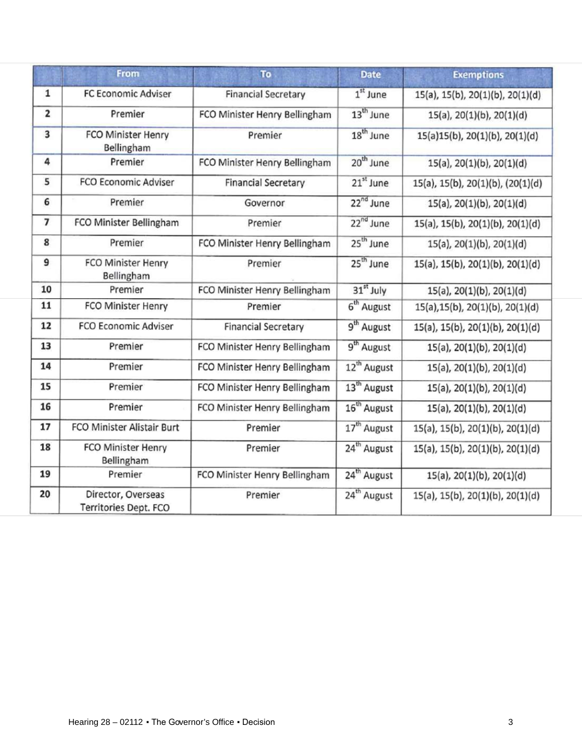| | From | To | Date | Exemptions |
|---|---|---|---|---|
| 1 | FC Economic Adviser | Financial Secretary | 1st June | 15(a), 15(b), 20(1)(b), 20(1)(d) |
| 2 | Premier | FCO Minister Henry Bellingham | 13th June | 15(a), 20(1)(b), 20(1)(d) |
| 3 | FCO Minister Henry Bellingham | Premier | 18th June | 15(a)15(b), 20(1)(b), 20(1)(d) |
| 4 | Premier | FCO Minister Henry Bellingham | 20th June | 15(a), 20(1)(b), 20(1)(d) |
| 5 | FCO Economic Adviser | Financial Secretary | 21st June | 15(a), 15(b), 20(1)(b), (20(1)(d) |
| 6 | Premier | Governor | 22nd June | 15(a), 20(1)(b), 20(1)(d) |
| 7 | FCO Minister Bellingham | Premier | 22nd June | 15(a), 15(b), 20(1)(b), 20(1)(d) |
| 8 | Premier | FCO Minister Henry Bellingham | 25th June | 15(a), 20(1)(b), 20(1)(d) |
| 9 | FCO Minister Henry Bellingham | Premier | 25th June | 15(a), 15(b), 20(1)(b), 20(1)(d) |
| 10 | Premier | FCO Minister Henry Bellingham | 31st July | 15(a), 20(1)(b), 20(1)(d) |
| 11 | FCO Minister Henry | Premier | 6th August | 15(a),15(b), 20(1)(b), 20(1)(d) |
| 12 | FCO Economic Adviser | Financial Secretary | 9th August | 15(a), 15(b), 20(1)(b), 20(1)(d) |
| 13 | Premier | FCO Minister Henry Bellingham | 9th August | 15(a), 20(1)(b), 20(1)(d) |
| 14 | Premier | FCO Minister Henry Bellingham | 12th August | 15(a), 20(1)(b), 20(1)(d) |
| 15 | Premier | FCO Minister Henry Bellingham | 13th August | 15(a), 20(1)(b), 20(1)(d) |
| 16 | Premier | FCO Minister Henry Bellingham | 16th August | 15(a), 20(1)(b), 20(1)(d) |
| 17 | FCO Minister Alistair Burt | Premier | 17th August | 15(a), 15(b), 20(1)(b), 20(1)(d) |
| 18 | FCO Minister Henry Bellingham | Premier | 24th August | 15(a), 15(b), 20(1)(b), 20(1)(d) |
| 19 | Premier | FCO Minister Henry Bellingham | 24th August | 15(a), 20(1)(b), 20(1)(d) |
| 20 | Director, Overseas Territories Dept. FCO | Premier | 24th August | 15(a), 15(b), 20(1)(b), 20(1)(d) |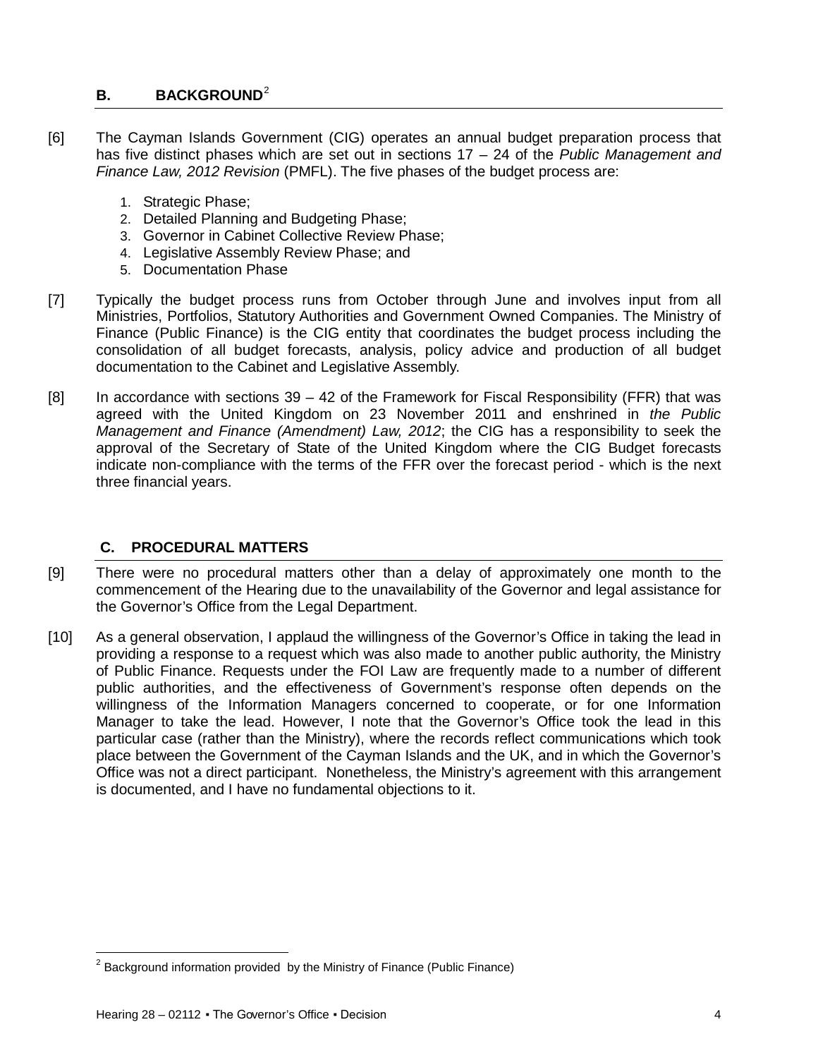## B. BACKGROUND[2]

[6] The Cayman Islands Government (CIG) operates an annual budget preparation process that has five distinct phases which are set out in sections 17 – 24 of the *Public Management and Finance Law, 2012 Revision* (PMFL). The five phases of the budget process are:

1. Strategic Phase;
2. Detailed Planning and Budgeting Phase;
3. Governor in Cabinet Collective Review Phase;
4. Legislative Assembly Review Phase; and
5. Documentation Phase

[7] Typically the budget process runs from October through June and involves input from all Ministries, Portfolios, Statutory Authorities and Government Owned Companies. The Ministry of Finance (Public Finance) is the CIG entity that coordinates the budget process including the consolidation of all budget forecasts, analysis, policy advice and production of all budget documentation to the Cabinet and Legislative Assembly.

[8] In accordance with sections 39 – 42 of the Framework for Fiscal Responsibility (FFR) that was agreed with the United Kingdom on 23 November 2011 and enshrined in *the Public Management and Finance (Amendment) Law, 2012*; the CIG has a responsibility to seek the approval of the Secretary of State of the United Kingdom where the CIG Budget forecasts indicate non-compliance with the terms of the FFR over the forecast period - which is the next three financial years.

## C. PROCEDURAL MATTERS

[9] There were no procedural matters other than a delay of approximately one month to the commencement of the Hearing due to the unavailability of the Governor and legal assistance for the Governor's Office from the Legal Department.

[10] As a general observation, I applaud the willingness of the Governor's Office in taking the lead in providing a response to a request which was also made to another public authority, the Ministry of Public Finance. Requests under the FOI Law are frequently made to a number of different public authorities, and the effectiveness of Government's response often depends on the willingness of the Information Managers concerned to cooperate, or for one Information Manager to take the lead. However, I note that the Governor's Office took the lead in this particular case (rather than the Ministry), where the records reflect communications which took place between the Government of the Cayman Islands and the UK, and in which the Governor's Office was not a direct participant. Nonetheless, the Ministry's agreement with this arrangement is documented, and I have no fundamental objections to it.

---

[2] Background information provided by the Ministry of Finance (Public Finance)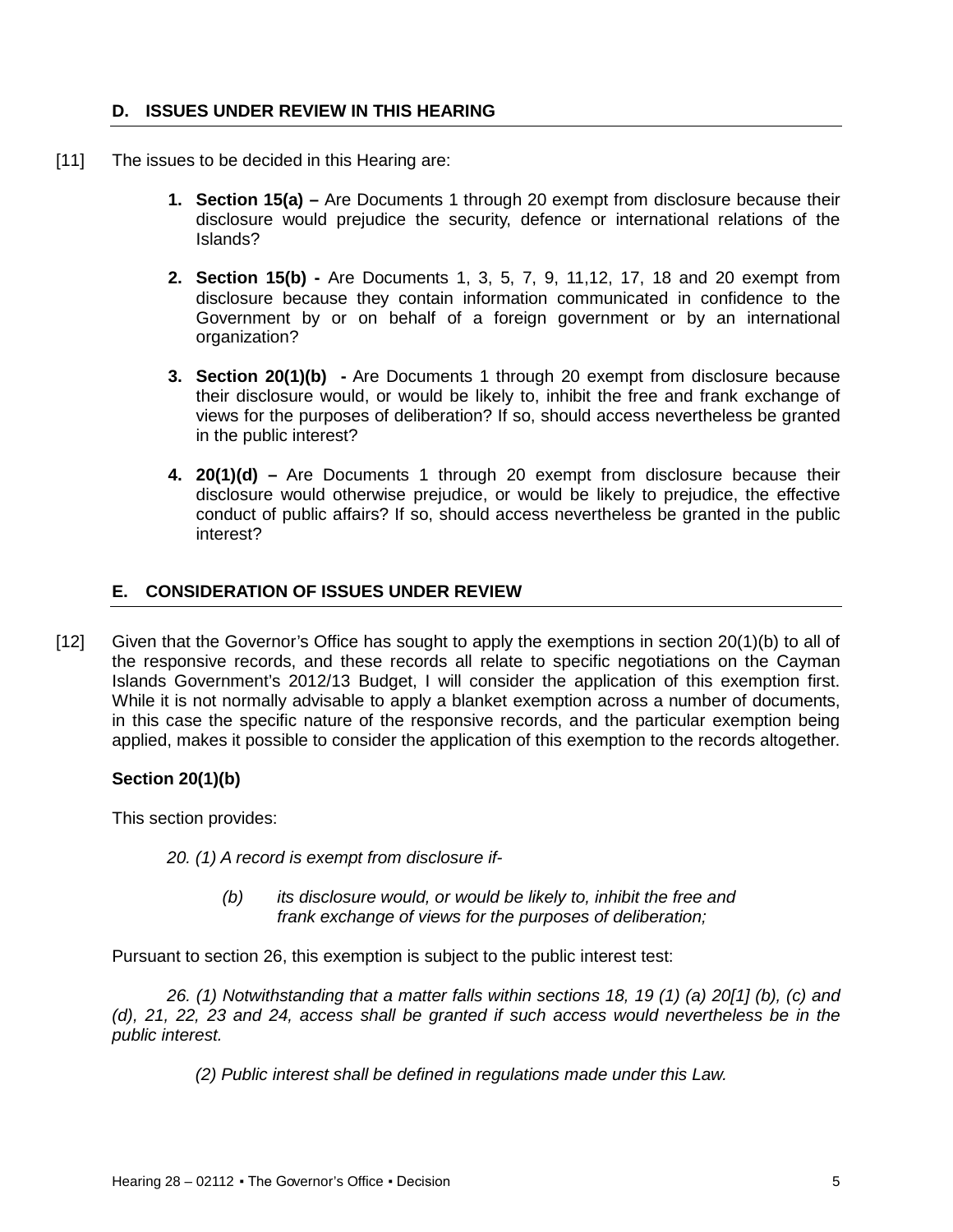## D. ISSUES UNDER REVIEW IN THIS HEARING

[11] The issues to be decided in this Hearing are:

1. **Section 15(a) –** Are Documents 1 through 20 exempt from disclosure because their disclosure would prejudice the security, defence or international relations of the Islands?

2. **Section 15(b) -** Are Documents 1, 3, 5, 7, 9, 11,12, 17, 18 and 20 exempt from disclosure because they contain information communicated in confidence to the Government by or on behalf of a foreign government or by an international organization?

3. **Section 20(1)(b) -** Are Documents 1 through 20 exempt from disclosure because their disclosure would, or would be likely to, inhibit the free and frank exchange of views for the purposes of deliberation? If so, should access nevertheless be granted in the public interest?

4. **20(1)(d) –** Are Documents 1 through 20 exempt from disclosure because their disclosure would otherwise prejudice, or would be likely to prejudice, the effective conduct of public affairs? If so, should access nevertheless be granted in the public interest?

## E. CONSIDERATION OF ISSUES UNDER REVIEW

[12] Given that the Governor's Office has sought to apply the exemptions in section 20(1)(b) to all of the responsive records, and these records all relate to specific negotiations on the Cayman Islands Government's 2012/13 Budget, I will consider the application of this exemption first. While it is not normally advisable to apply a blanket exemption across a number of documents, in this case the specific nature of the responsive records, and the particular exemption being applied, makes it possible to consider the application of this exemption to the records altogether.

**Section 20(1)(b)**

This section provides:

*20. (1) A record is exempt from disclosure if-*

*(b) its disclosure would, or would be likely to, inhibit the free and frank exchange of views for the purposes of deliberation;*

Pursuant to section 26, this exemption is subject to the public interest test:

*26. (1) Notwithstanding that a matter falls within sections 18, 19 (1) (a) 20[1] (b), (c) and (d), 21, 22, 23 and 24, access shall be granted if such access would nevertheless be in the public interest.*

*(2) Public interest shall be defined in regulations made under this Law.*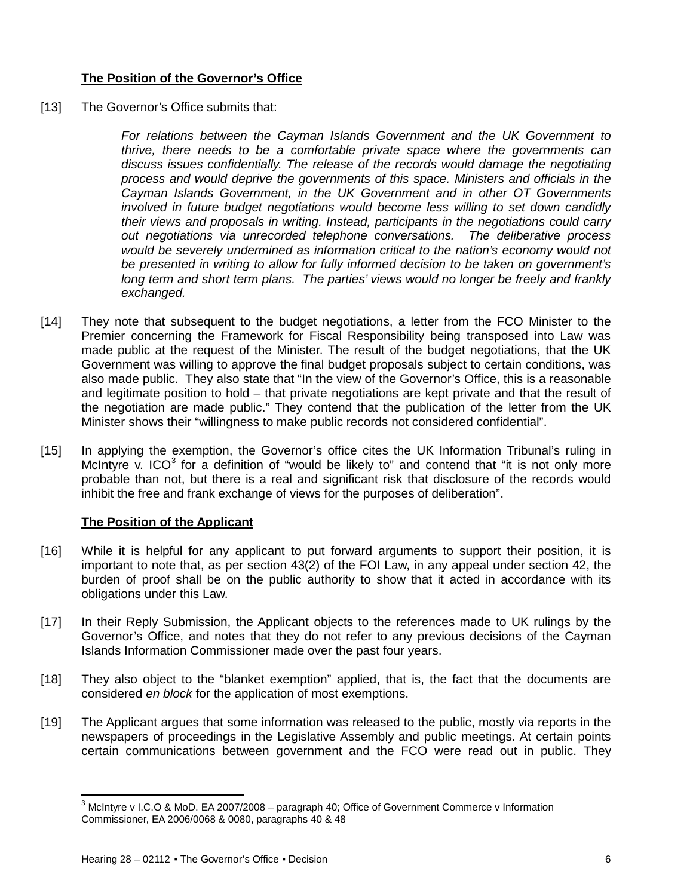**The Position of the Governor's Office**

[13] The Governor's Office submits that:

> *For relations between the Cayman Islands Government and the UK Government to thrive, there needs to be a comfortable private space where the governments can discuss issues confidentially. The release of the records would damage the negotiating process and would deprive the governments of this space. Ministers and officials in the Cayman Islands Government, in the UK Government and in other OT Governments involved in future budget negotiations would become less willing to set down candidly their views and proposals in writing. Instead, participants in the negotiations could carry out negotiations via unrecorded telephone conversations. The deliberative process would be severely undermined as information critical to the nation's economy would not be presented in writing to allow for fully informed decision to be taken on government's long term and short term plans. The parties' views would no longer be freely and frankly exchanged.*

[14] They note that subsequent to the budget negotiations, a letter from the FCO Minister to the Premier concerning the Framework for Fiscal Responsibility being transposed into Law was made public at the request of the Minister. The result of the budget negotiations, that the UK Government was willing to approve the final budget proposals subject to certain conditions, was also made public. They also state that "In the view of the Governor's Office, this is a reasonable and legitimate position to hold – that private negotiations are kept private and that the result of the negotiation are made public." They contend that the publication of the letter from the UK Minister shows their "willingness to make public records not considered confidential".

[15] In applying the exemption, the Governor's office cites the UK Information Tribunal's ruling in McIntyre v. ICO[3] for a definition of "would be likely to" and contend that "it is not only more probable than not, but there is a real and significant risk that disclosure of the records would inhibit the free and frank exchange of views for the purposes of deliberation".

**The Position of the Applicant**

[16] While it is helpful for any applicant to put forward arguments to support their position, it is important to note that, as per section 43(2) of the FOI Law, in any appeal under section 42, the burden of proof shall be on the public authority to show that it acted in accordance with its obligations under this Law.

[17] In their Reply Submission, the Applicant objects to the references made to UK rulings by the Governor's Office, and notes that they do not refer to any previous decisions of the Cayman Islands Information Commissioner made over the past four years.

[18] They also object to the "blanket exemption" applied, that is, the fact that the documents are considered *en block* for the application of most exemptions.

[19] The Applicant argues that some information was released to the public, mostly via reports in the newspapers of proceedings in the Legislative Assembly and public meetings. At certain points certain communications between government and the FCO were read out in public. They

---

[3] McIntyre v I.C.O & MoD. EA 2007/2008 – paragraph 40; Office of Government Commerce v Information Commissioner, EA 2006/0068 & 0080, paragraphs 40 & 48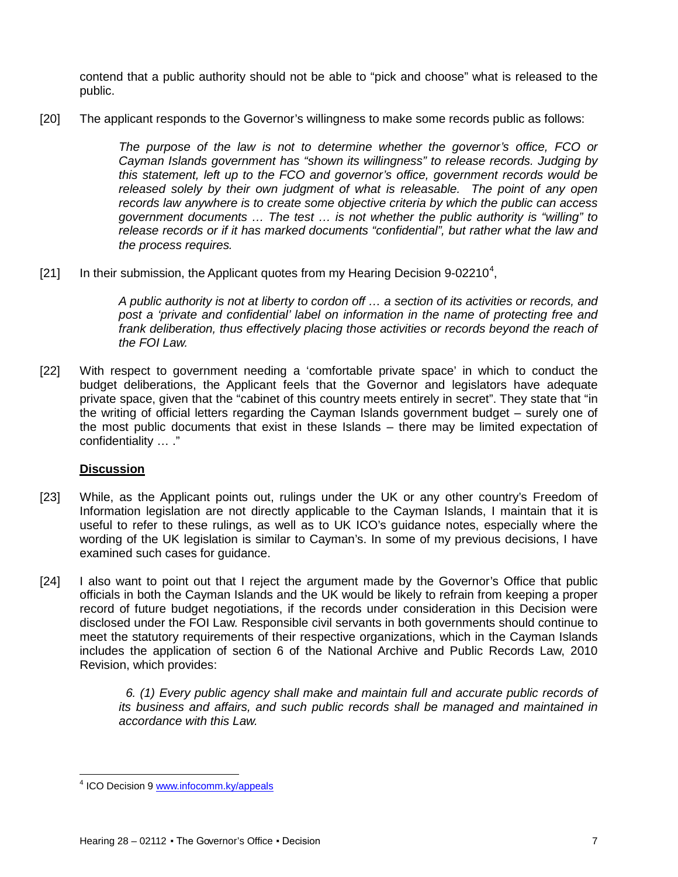contend that a public authority should not be able to "pick and choose" what is released to the public.

[20] The applicant responds to the Governor's willingness to make some records public as follows:

> *The purpose of the law is not to determine whether the governor's office, FCO or Cayman Islands government has "shown its willingness" to release records. Judging by this statement, left up to the FCO and governor's office, government records would be released solely by their own judgment of what is releasable. The point of any open records law anywhere is to create some objective criteria by which the public can access government documents … The test … is not whether the public authority is "willing" to release records or if it has marked documents "confidential", but rather what the law and the process requires.*

[21] In their submission, the Applicant quotes from my Hearing Decision 9-02210[4],

> *A public authority is not at liberty to cordon off … a section of its activities or records, and post a 'private and confidential' label on information in the name of protecting free and frank deliberation, thus effectively placing those activities or records beyond the reach of the FOI Law.*

[22] With respect to government needing a 'comfortable private space' in which to conduct the budget deliberations, the Applicant feels that the Governor and legislators have adequate private space, given that the "cabinet of this country meets entirely in secret". They state that "in the writing of official letters regarding the Cayman Islands government budget – surely one of the most public documents that exist in these Islands – there may be limited expectation of confidentiality … ."

## Discussion

[23] While, as the Applicant points out, rulings under the UK or any other country's Freedom of Information legislation are not directly applicable to the Cayman Islands, I maintain that it is useful to refer to these rulings, as well as to UK ICO's guidance notes, especially where the wording of the UK legislation is similar to Cayman's. In some of my previous decisions, I have examined such cases for guidance.

[24] I also want to point out that I reject the argument made by the Governor's Office that public officials in both the Cayman Islands and the UK would be likely to refrain from keeping a proper record of future budget negotiations, if the records under consideration in this Decision were disclosed under the FOI Law. Responsible civil servants in both governments should continue to meet the statutory requirements of their respective organizations, which in the Cayman Islands includes the application of section 6 of the National Archive and Public Records Law, 2010 Revision, which provides:

> *6. (1) Every public agency shall make and maintain full and accurate public records of its business and affairs, and such public records shall be managed and maintained in accordance with this Law.*

---

[4] ICO Decision 9 www.infocomm.ky/appeals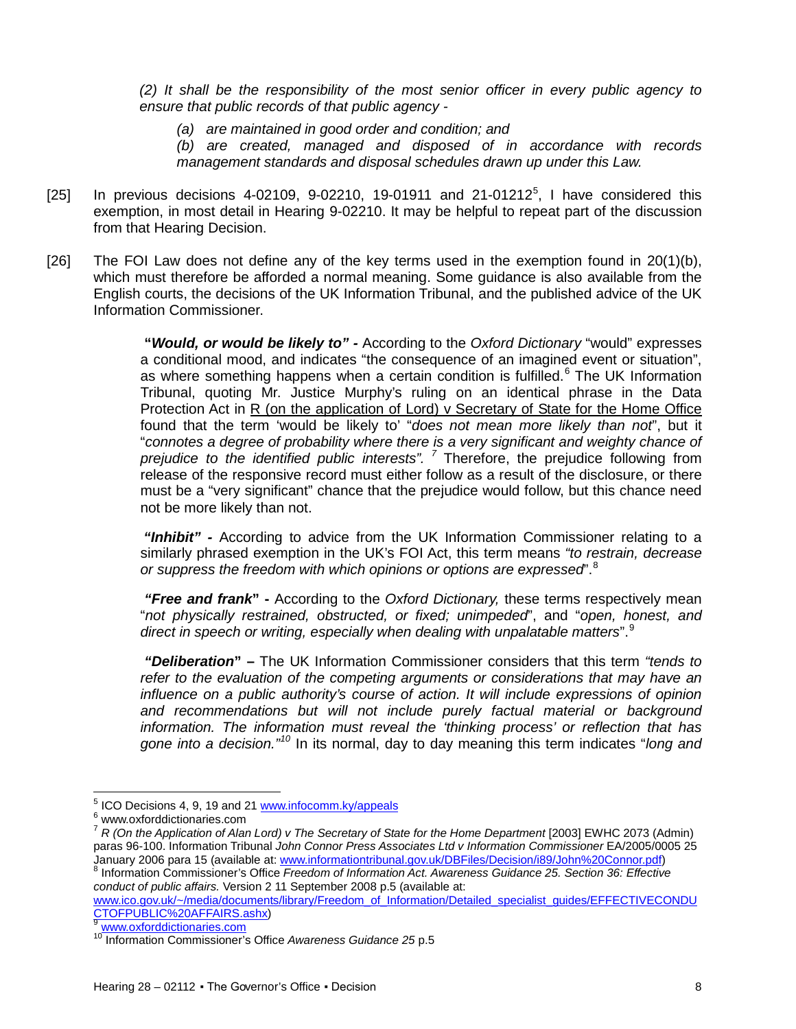*(2) It shall be the responsibility of the most senior officer in every public agency to ensure that public records of that public agency -*

> *(a) are maintained in good order and condition; and*
>
> *(b) are created, managed and disposed of in accordance with records management standards and disposal schedules drawn up under this Law.*

[25] In previous decisions 4-02109, 9-02210, 19-01911 and 21-01212[5], I have considered this exemption, in most detail in Hearing 9-02210. It may be helpful to repeat part of the discussion from that Hearing Decision.

[26] The FOI Law does not define any of the key terms used in the exemption found in 20(1)(b), which must therefore be afforded a normal meaning. Some guidance is also available from the English courts, the decisions of the UK Information Tribunal, and the published advice of the UK Information Commissioner.

> **"*Would, or would be likely to" -*** According to the *Oxford Dictionary* "would" expresses a conditional mood, and indicates "the consequence of an imagined event or situation", as where something happens when a certain condition is fulfilled.[6] The UK Information Tribunal, quoting Mr. Justice Murphy's ruling on an identical phrase in the Data Protection Act in R (on the application of Lord) v Secretary of State for the Home Office found that the term 'would be likely to' "*does not mean more likely than not*", but it "*connotes a degree of probability where there is a very significant and weighty chance of prejudice to the identified public interests".* [7] Therefore, the prejudice following from release of the responsive record must either follow as a result of the disclosure, or there must be a "very significant" chance that the prejudice would follow, but this chance need not be more likely than not.
>
> ***"Inhibit" -*** According to advice from the UK Information Commissioner relating to a similarly phrased exemption in the UK's FOI Act, this term means *"to restrain, decrease or suppress the freedom with which opinions or options are expressed*".[8]
>
> ***"Free and frank*" -** According to the *Oxford Dictionary,* these terms respectively mean "*not physically restrained, obstructed, or fixed; unimpeded*", and "*open, honest, and direct in speech or writing, especially when dealing with unpalatable matters*".[9]
>
> ***"Deliberation*" –** The UK Information Commissioner considers that this term *"tends to refer to the evaluation of the competing arguments or considerations that may have an influence on a public authority's course of action. It will include expressions of opinion and recommendations but will not include purely factual material or background information. The information must reveal the 'thinking process' or reflection that has gone into a decision."*[10] In its normal, day to day meaning this term indicates "*long and*

---

[5] ICO Decisions 4, 9, 19 and 21 www.infocomm.ky/appeals

[6] www.oxforddictionaries.com

[7] *R (On the Application of Alan Lord) v The Secretary of State for the Home Department* [2003] EWHC 2073 (Admin) paras 96-100. Information Tribunal *John Connor Press Associates Ltd v Information Commissioner* EA/2005/0005 25 January 2006 para 15 (available at: www.informationtribunal.gov.uk/DBFiles/Decision/i89/John%20Connor.pdf)

[8] Information Commissioner's Office *Freedom of Information Act. Awareness Guidance 25. Section 36: Effective conduct of public affairs.* Version 2 11 September 2008 p.5 (available at: www.ico.gov.uk/~/media/documents/library/Freedom_of_Information/Detailed_specialist_guides/EFFECTIVECONDUCTOFPUBLIC%20AFFAIRS.ashx)

[9] www.oxforddictionaries.com

[10] Information Commissioner's Office *Awareness Guidance 25* p.5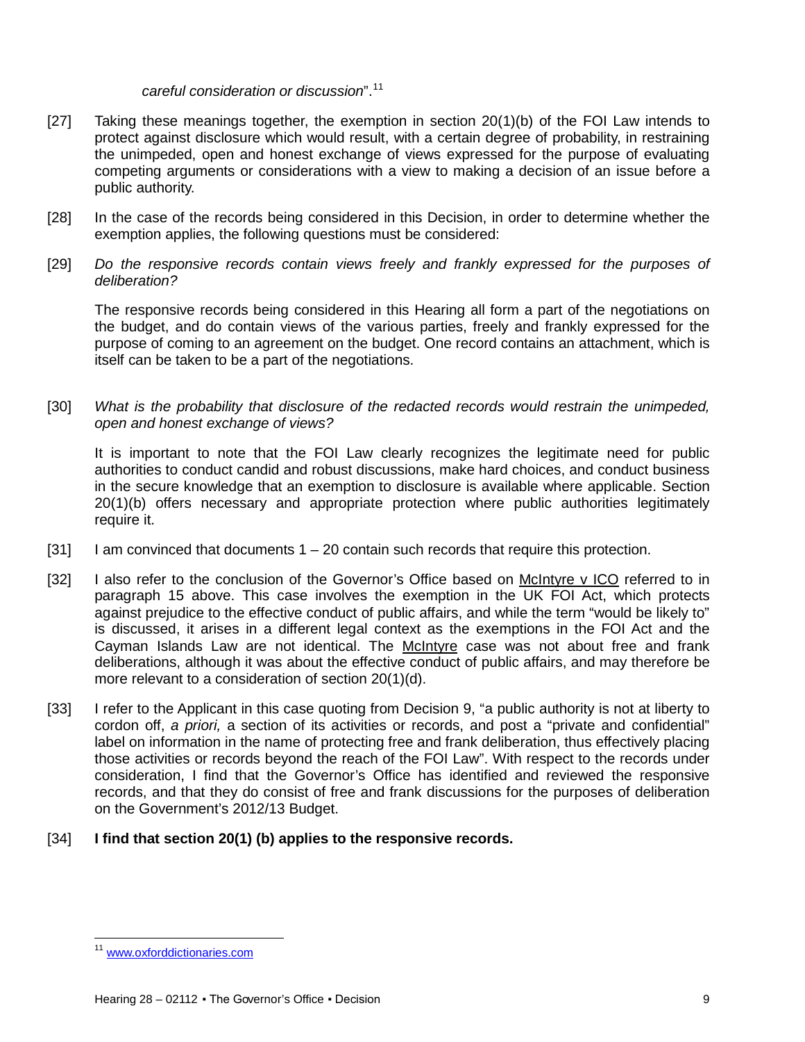*careful consideration or discussion*".[11]

[27] Taking these meanings together, the exemption in section 20(1)(b) of the FOI Law intends to protect against disclosure which would result, with a certain degree of probability, in restraining the unimpeded, open and honest exchange of views expressed for the purpose of evaluating competing arguments or considerations with a view to making a decision of an issue before a public authority.

[28] In the case of the records being considered in this Decision, in order to determine whether the exemption applies, the following questions must be considered:

[29] *Do the responsive records contain views freely and frankly expressed for the purposes of deliberation?*

The responsive records being considered in this Hearing all form a part of the negotiations on the budget, and do contain views of the various parties, freely and frankly expressed for the purpose of coming to an agreement on the budget. One record contains an attachment, which is itself can be taken to be a part of the negotiations.

[30] *What is the probability that disclosure of the redacted records would restrain the unimpeded, open and honest exchange of views?*

It is important to note that the FOI Law clearly recognizes the legitimate need for public authorities to conduct candid and robust discussions, make hard choices, and conduct business in the secure knowledge that an exemption to disclosure is available where applicable. Section 20(1)(b) offers necessary and appropriate protection where public authorities legitimately require it.

[31] I am convinced that documents 1 – 20 contain such records that require this protection.

[32] I also refer to the conclusion of the Governor's Office based on McIntyre v ICO referred to in paragraph 15 above. This case involves the exemption in the UK FOI Act, which protects against prejudice to the effective conduct of public affairs, and while the term "would be likely to" is discussed, it arises in a different legal context as the exemptions in the FOI Act and the Cayman Islands Law are not identical. The McIntyre case was not about free and frank deliberations, although it was about the effective conduct of public affairs, and may therefore be more relevant to a consideration of section 20(1)(d).

[33] I refer to the Applicant in this case quoting from Decision 9, "a public authority is not at liberty to cordon off, *a priori,* a section of its activities or records, and post a "private and confidential" label on information in the name of protecting free and frank deliberation, thus effectively placing those activities or records beyond the reach of the FOI Law". With respect to the records under consideration, I find that the Governor's Office has identified and reviewed the responsive records, and that they do consist of free and frank discussions for the purposes of deliberation on the Government's 2012/13 Budget.

[34] **I find that section 20(1) (b) applies to the responsive records.**

[11] www.oxforddictionaries.com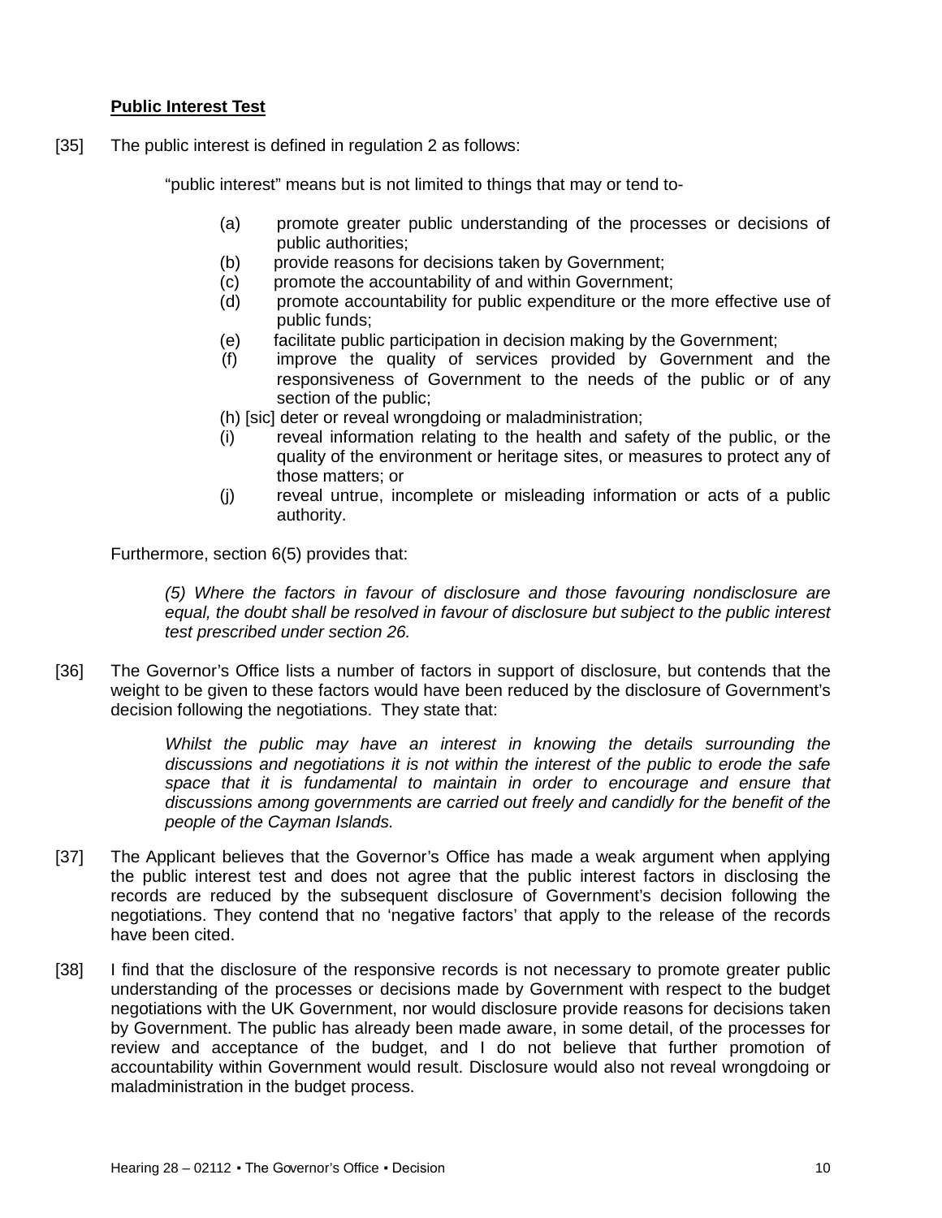**Public Interest Test**

[35] The public interest is defined in regulation 2 as follows:

"public interest" means but is not limited to things that may or tend to-

(a) promote greater public understanding of the processes or decisions of public authorities;
(b) provide reasons for decisions taken by Government;
(c) promote the accountability of and within Government;
(d) promote accountability for public expenditure or the more effective use of public funds;
(e) facilitate public participation in decision making by the Government;
(f) improve the quality of services provided by Government and the responsiveness of Government to the needs of the public or of any section of the public;
(h) [sic] deter or reveal wrongdoing or maladministration;
(i) reveal information relating to the health and safety of the public, or the quality of the environment or heritage sites, or measures to protect any of those matters; or
(j) reveal untrue, incomplete or misleading information or acts of a public authority.

Furthermore, section 6(5) provides that:

> *(5) Where the factors in favour of disclosure and those favouring nondisclosure are equal, the doubt shall be resolved in favour of disclosure but subject to the public interest test prescribed under section 26.*

[36] The Governor's Office lists a number of factors in support of disclosure, but contends that the weight to be given to these factors would have been reduced by the disclosure of Government's decision following the negotiations. They state that:

> *Whilst the public may have an interest in knowing the details surrounding the discussions and negotiations it is not within the interest of the public to erode the safe space that it is fundamental to maintain in order to encourage and ensure that discussions among governments are carried out freely and candidly for the benefit of the people of the Cayman Islands.*

[37] The Applicant believes that the Governor's Office has made a weak argument when applying the public interest test and does not agree that the public interest factors in disclosing the records are reduced by the subsequent disclosure of Government's decision following the negotiations. They contend that no 'negative factors' that apply to the release of the records have been cited.

[38] I find that the disclosure of the responsive records is not necessary to promote greater public understanding of the processes or decisions made by Government with respect to the budget negotiations with the UK Government, nor would disclosure provide reasons for decisions taken by Government. The public has already been made aware, in some detail, of the processes for review and acceptance of the budget, and I do not believe that further promotion of accountability within Government would result. Disclosure would also not reveal wrongdoing or maladministration in the budget process.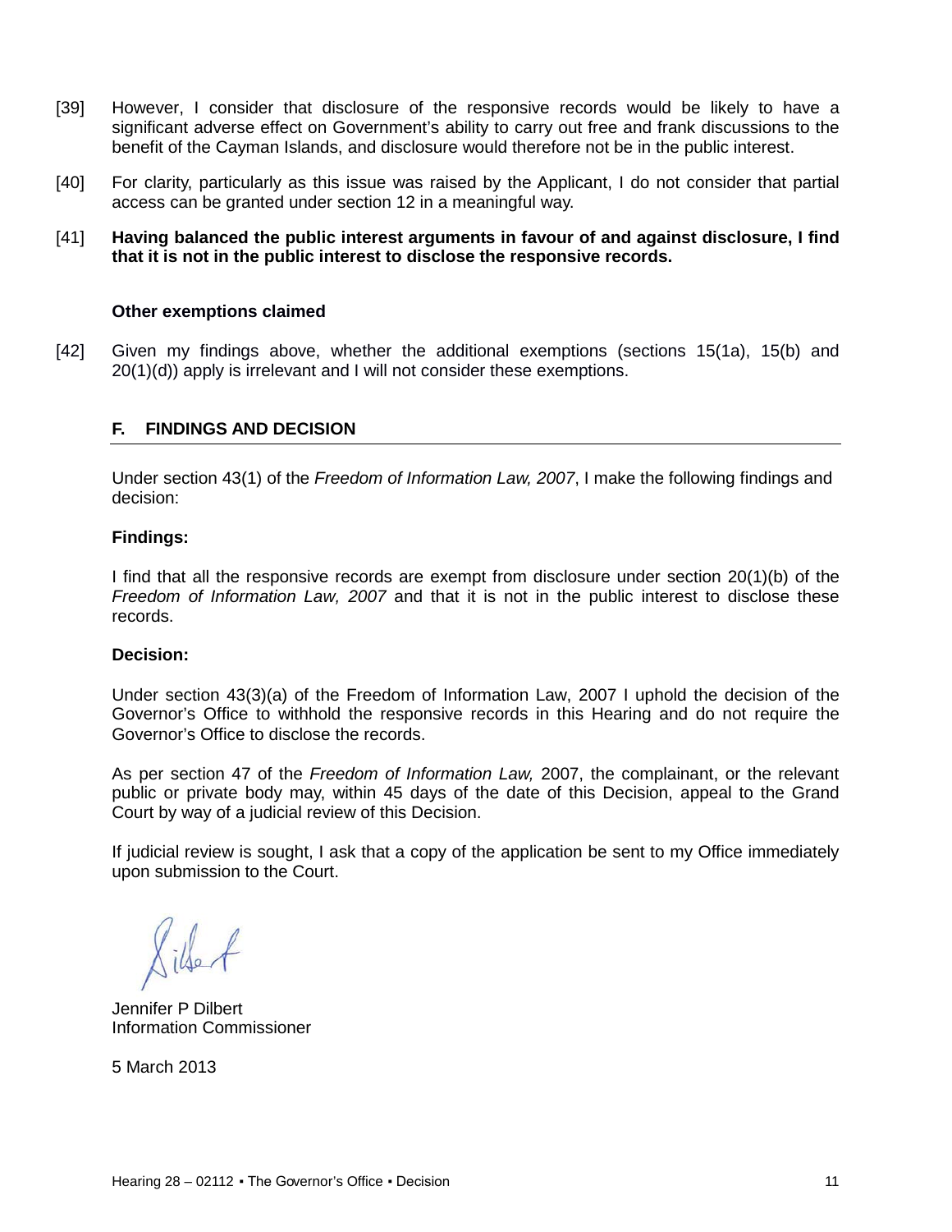[39] However, I consider that disclosure of the responsive records would be likely to have a significant adverse effect on Government's ability to carry out free and frank discussions to the benefit of the Cayman Islands, and disclosure would therefore not be in the public interest.

[40] For clarity, particularly as this issue was raised by the Applicant, I do not consider that partial access can be granted under section 12 in a meaningful way.

[41] **Having balanced the public interest arguments in favour of and against disclosure, I find that it is not in the public interest to disclose the responsive records.**

**Other exemptions claimed**

[42] Given my findings above, whether the additional exemptions (sections 15(1a), 15(b) and 20(1)(d)) apply is irrelevant and I will not consider these exemptions.

## F. FINDINGS AND DECISION

Under section 43(1) of the *Freedom of Information Law, 2007*, I make the following findings and decision:

**Findings:**

I find that all the responsive records are exempt from disclosure under section 20(1)(b) of the *Freedom of Information Law, 2007* and that it is not in the public interest to disclose these records.

**Decision:**

Under section 43(3)(a) of the Freedom of Information Law, 2007 I uphold the decision of the Governor's Office to withhold the responsive records in this Hearing and do not require the Governor's Office to disclose the records.

As per section 47 of the *Freedom of Information Law,* 2007, the complainant, or the relevant public or private body may, within 45 days of the date of this Decision, appeal to the Grand Court by way of a judicial review of this Decision.

If judicial review is sought, I ask that a copy of the application be sent to my Office immediately upon submission to the Court.

Jennifer P Dilbert
Information Commissioner

5 March 2013